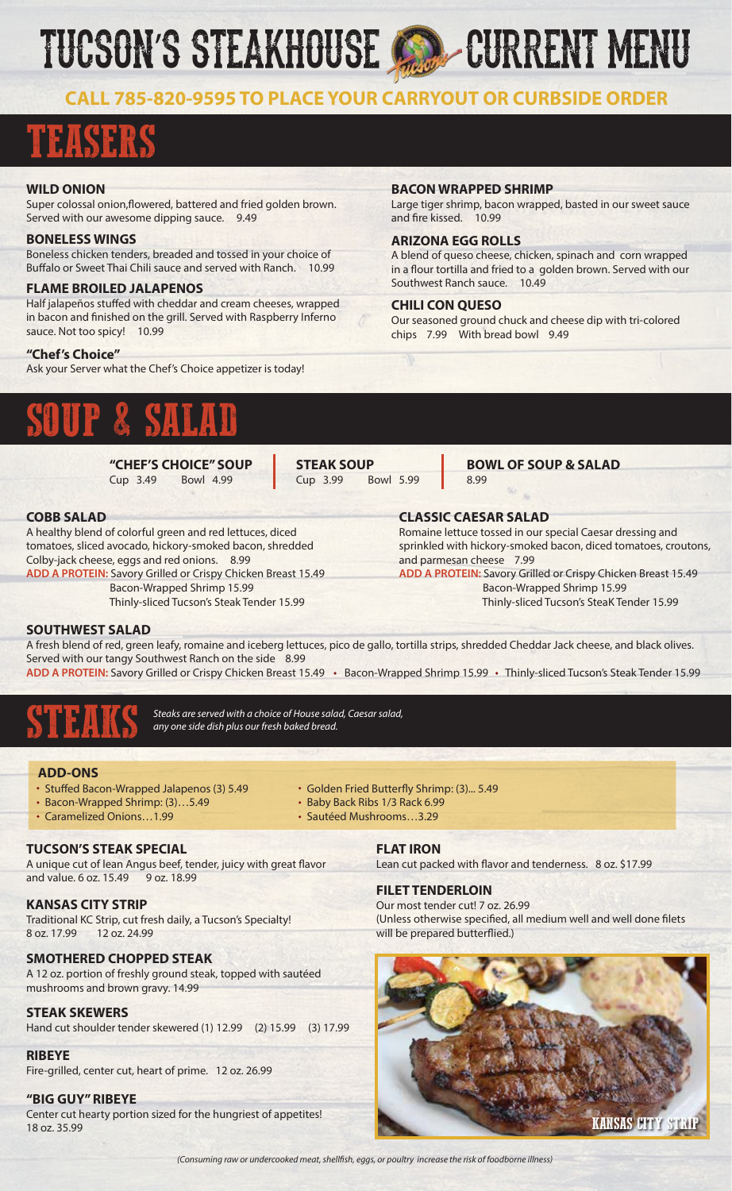# TUCSON'S STEAKHOUSE CURRENT MENU

**CALL 785-820-9595 TO PLACE YOUR CARRYOUT OR CURBSIDE ORDER**

## TEASERS

**WILD ONION**
Super colossal onion,flowered, battered and fried golden brown. Served with our awesome dipping sauce. 9.49

**BONELESS WINGS**
Boneless chicken tenders, breaded and tossed in your choice of Buffalo or Sweet Thai Chili sauce and served with Ranch. 10.99

**FLAME BROILED JALAPENOS**
Half jalapeños stuffed with cheddar and cream cheeses, wrapped in bacon and finished on the grill. Served with Raspberry Inferno sauce. Not too spicy! 10.99

**"Chef's Choice"**
Ask your Server what the Chef's Choice appetizer is today!

**BACON WRAPPED SHRIMP**
Large tiger shrimp, bacon wrapped, basted in our sweet sauce and fire kissed. 10.99

**ARIZONA EGG ROLLS**
A blend of queso cheese, chicken, spinach and corn wrapped in a flour tortilla and fried to a golden brown. Served with our Southwest Ranch sauce. 10.49

**CHILI CON QUESO**
Our seasoned ground chuck and cheese dip with tri-colored chips 7.99 With bread bowl 9.49

## SOUP & SALAD

**"CHEF'S CHOICE" SOUP**
Cup 3.49 Bowl 4.99

**STEAK SOUP**
Cup 3.99 Bowl 5.99

**BOWL OF SOUP & SALAD**
8.99

**COBB SALAD**
A healthy blend of colorful green and red lettuces, diced tomatoes, sliced avocado, hickory-smoked bacon, shredded Colby-jack cheese, eggs and red onions. 8.99
**ADD A PROTEIN:** Savory Grilled or Crispy Chicken Breast 15.49
Bacon-Wrapped Shrimp 15.99
Thinly-sliced Tucson's Steak Tender 15.99

**CLASSIC CAESAR SALAD**
Romaine lettuce tossed in our special Caesar dressing and sprinkled with hickory-smoked bacon, diced tomatoes, croutons, and parmesan cheese 7.99
**ADD A PROTEIN:** Savory Grilled or Crispy Chicken Breast 15.49
Bacon-Wrapped Shrimp 15.99
Thinly-sliced Tucson's SteaK Tender 15.99

**SOUTHWEST SALAD**
A fresh blend of red, green leafy, romaine and iceberg lettuces, pico de gallo, tortilla strips, shredded Cheddar Jack cheese, and black olives. Served with our tangy Southwest Ranch on the side 8.99
**ADD A PROTEIN:** Savory Grilled or Crispy Chicken Breast 15.49 • Bacon-Wrapped Shrimp 15.99 • Thinly-sliced Tucson's Steak Tender 15.99

## STEAKS

*Steaks are served with a choice of House salad, Caesar salad, any one side dish plus our fresh baked bread.*

**ADD-ONS**
- Stuffed Bacon-Wrapped Jalapenos (3) 5.49
- Bacon-Wrapped Shrimp: (3)…5.49
- Caramelized Onions…1.99
- Golden Fried Butterfly Shrimp: (3)... 5.49
- Baby Back Ribs 1/3 Rack 6.99
- Sautéed Mushrooms…3.29

**TUCSON'S STEAK SPECIAL**
A unique cut of lean Angus beef, tender, juicy with great flavor and value. 6 oz. 15.49 9 oz. 18.99

**KANSAS CITY STRIP**
Traditional KC Strip, cut fresh daily, a Tucson's Specialty!
8 oz. 17.99 12 oz. 24.99

**SMOTHERED CHOPPED STEAK**
A 12 oz. portion of freshly ground steak, topped with sautéed mushrooms and brown gravy. 14.99

**STEAK SKEWERS**
Hand cut shoulder tender skewered (1) 12.99 (2) 15.99 (3) 17.99

**RIBEYE**
Fire-grilled, center cut, heart of prime. 12 oz. 26.99

**"BIG GUY" RIBEYE**
Center cut hearty portion sized for the hungriest of appetites!
18 oz. 35.99

**FLAT IRON**
Lean cut packed with flavor and tenderness. 8 oz. $17.99

**FILET TENDERLOIN**
Our most tender cut! 7 oz. 26.99
(Unless otherwise specified, all medium well and well done filets will be prepared butterflied.)

KANSAS CITY STRIP

*(Consuming raw or undercooked meat, shellfish, eggs, or poultry increase the risk of foodborne illness)*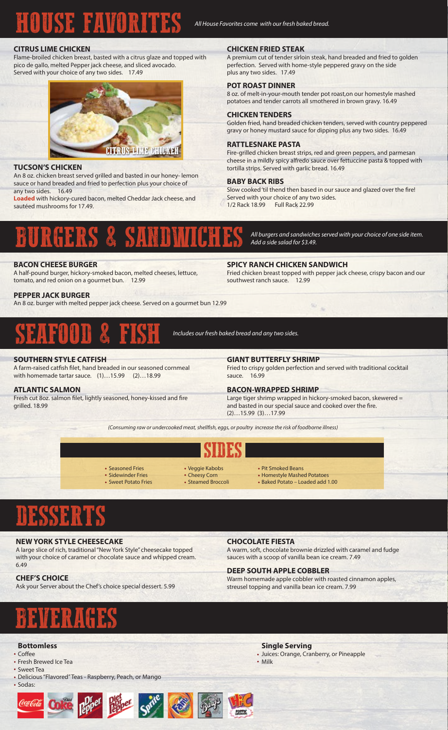# HOUSE FAVORITES

*All House Favorites come with our fresh baked bread.*

### CITRUS LIME CHICKEN

Flame-broiled chicken breast, basted with a citrus glaze and topped with pico de gallo, melted Pepper jack cheese, and sliced avocado. Served with your choice of any two sides. 17.49

CITRUS LIME CHICKEN

### TUCSON'S CHICKEN

An 8 oz. chicken breast served grilled and basted in our honey- lemon sauce or hand breaded and fried to perfection plus your choice of any two sides. 16.49

**Loaded** with hickory-cured bacon, melted Cheddar Jack cheese, and sautéed mushrooms for 17.49.

### CHICKEN FRIED STEAK

A premium cut of tender sirloin steak, hand breaded and fried to golden perfection. Served with home-style peppered gravy on the side plus any two sides. 17.49

### POT ROAST DINNER

8 oz. of melt-in-your-mouth tender pot roast,on our homestyle mashed potatoes and tender carrots all smothered in brown gravy. 16.49

### CHICKEN TENDERS

Golden fried, hand breaded chicken tenders, served with country peppered gravy or honey mustard sauce for dipping plus any two sides. 16.49

### RATTLESNAKE PASTA

Fire-grilled chicken breast strips, red and green peppers, and parmesan cheese in a mildly spicy alfredo sauce over fettuccine pasta & topped with tortilla strips. Served with garlic bread. 16.49

### BABY BACK RIBS

Slow cooked 'til thend then based in our sauce and glazed over the fire! Served with your choice of any two sides.
1/2 Rack 18.99 Full Rack 22.99

# BURGERS & SANDWICHES

*All burgers and sandwiches served with your choice of one side item. Add a side salad for $3.49.*

### BACON CHEESE BURGER

A half-pound burger, hickory-smoked bacon, melted cheeses, lettuce, tomato, and red onion on a gourmet bun. 12.99

### PEPPER JACK BURGER

An 8 oz. burger with melted pepper jack cheese. Served on a gourmet bun 12.99

### SPICY RANCH CHICKEN SANDWICH

Fried chicken breast topped with pepper jack cheese, crispy bacon and our southwest ranch sauce. 12.99

# SEAFOOD & FISH

*Includes our fresh baked bread and any two sides.*

### SOUTHERN STYLE CATFISH

A farm-raised catfish filet, hand breaded in our seasoned cornmeal with homemade tartar sauce. (1)…15.99 (2)…18.99

### ATLANTIC SALMON

Fresh cut 8oz. salmon filet, lightly seasoned, honey-kissed and fire grilled. 18.99

### GIANT BUTTERFLY SHRIMP

Fried to crispy golden perfection and served with traditional cocktail sauce. 16.99

### BACON-WRAPPED SHRIMP

Large tiger shrimp wrapped in hickory-smoked bacon, skewered = and basted in our special sauce and cooked over the fire.
(2)…15.99 (3)…17.99

*(Consuming raw or undercooked meat, shellfish, eggs, or poultry increase the risk of foodborne illness)*

# SIDES

- Seasoned Fries
- Sidewinder Fries
- Sweet Potato Fries
- Veggie Kabobs
- Cheesy Corn
- Steamed Broccoli
- Pit Smoked Beans
- Homestyle Mashed Potatoes
- Baked Potato – Loaded add 1.00

# DESSERTS

### NEW YORK STYLE CHEESECAKE

A large slice of rich, traditional "New York Style" cheesecake topped with your choice of caramel or chocolate sauce and whipped cream. 6.49

### CHEF'S CHOICE

Ask your Server about the Chef's choice special dessert. 5.99

### CHOCOLATE FIESTA

A warm, soft, chocolate brownie drizzled with caramel and fudge sauces with a scoop of vanilla bean ice cream. 7.49

### DEEP SOUTH APPLE COBBLER

Warm homemade apple cobbler with roasted cinnamon apples, streusel topping and vanilla bean ice cream. 7.99

# BEVERAGES

### Bottomless

- Coffee
- Fresh Brewed Ice Tea
- Sweet Tea
- Delicious "Flavored" Teas - Raspberry, Peach, or Mango
- Sodas:

### Single Serving

- Juices: Orange, Cranberry, or Pineapple
- Milk